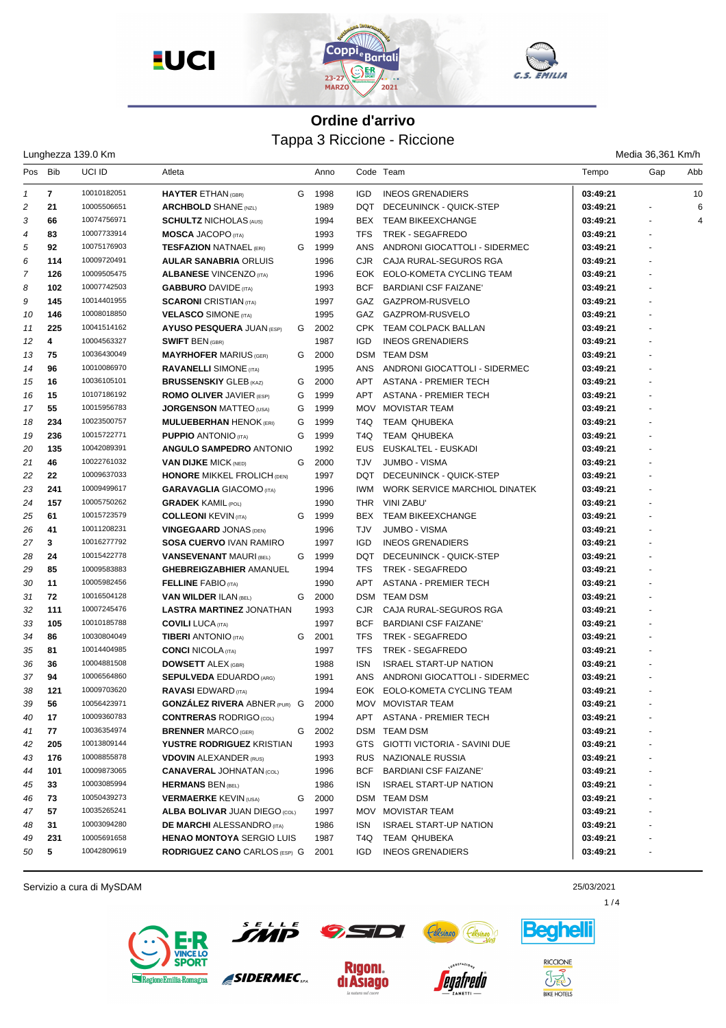# Ordine d'arrivo

## Tappa 3 Riccione - Riccione

Lunghezza 139.0 Km

Media 36,361 Km/h

| Pos | Bib | UCI ID | Atleta | | Anno | Code | Team | Tempo | Gap | Abb |
|---|---|---|---|---|---|---|---|---|---|---|
| 1 | 7 | 10010182051 | **HAYTER** ETHAN (GBR) | G | 1998 | IGD | INEOS GRENADIERS | 03:49:21 | | 10 |
| 2 | 21 | 10005506651 | **ARCHBOLD** SHANE (NZL) | | 1989 | DQT | DECEUNINCK - QUICK-STEP | 03:49:21 | - | 6 |
| 3 | 66 | 10074756971 | **SCHULTZ** NICHOLAS (AUS) | | 1994 | BEX | TEAM BIKEEXCHANGE | 03:49:21 | - | 4 |
| 4 | 83 | 10007733914 | **MOSCA** JACOPO (ITA) | | 1993 | TFS | TREK - SEGAFREDO | 03:49:21 | - | |
| 5 | 92 | 10075176903 | **TESFAZION** NATNAEL (ERI) | G | 1999 | ANS | ANDRONI GIOCATTOLI - SIDERMEC | 03:49:21 | - | |
| 6 | 114 | 10009720491 | **AULAR SANABRIA** ORLUIS | | 1996 | CJR | CAJA RURAL-SEGUROS RGA | 03:49:21 | - | |
| 7 | 126 | 10009505475 | **ALBANESE** VINCENZO (ITA) | | 1996 | EOK | EOLO-KOMETA CYCLING TEAM | 03:49:21 | - | |
| 8 | 102 | 10007742503 | **GABBURO** DAVIDE (ITA) | | 1993 | BCF | BARDIANI CSF FAIZANE' | 03:49:21 | - | |
| 9 | 145 | 10014401955 | **SCARONI** CRISTIAN (ITA) | | 1997 | GAZ | GAZPROM-RUSVELO | 03:49:21 | - | |
| 10 | 146 | 10008018850 | **VELASCO** SIMONE (ITA) | | 1995 | GAZ | GAZPROM-RUSVELO | 03:49:21 | - | |
| 11 | 225 | 10041514162 | **AYUSO PESQUERA** JUAN (ESP) | G | 2002 | CPK | TEAM COLPACK BALLAN | 03:49:21 | - | |
| 12 | 4 | 10004563327 | **SWIFT** BEN (GBR) | | 1987 | IGD | INEOS GRENADIERS | 03:49:21 | - | |
| 13 | 75 | 10036430049 | **MAYRHOFER** MARIUS (GER) | G | 2000 | DSM | TEAM DSM | 03:49:21 | - | |
| 14 | 96 | 10010086970 | **RAVANELLI** SIMONE (ITA) | | 1995 | ANS | ANDRONI GIOCATTOLI - SIDERMEC | 03:49:21 | - | |
| 15 | 16 | 10036105101 | **BRUSSENSKIY** GLEB (KAZ) | G | 2000 | APT | ASTANA - PREMIER TECH | 03:49:21 | - | |
| 16 | 15 | 10107186192 | **ROMO OLIVER** JAVIER (ESP) | G | 1999 | APT | ASTANA - PREMIER TECH | 03:49:21 | - | |
| 17 | 55 | 10015956783 | **JORGENSON** MATTEO (USA) | G | 1999 | MOV | MOVISTAR TEAM | 03:49:21 | - | |
| 18 | 234 | 10023500757 | **MULUEBERHAN** HENOK (ERI) | G | 1999 | T4Q | TEAM QHUBEKA | 03:49:21 | - | |
| 19 | 236 | 10015722771 | **PUPPIO** ANTONIO (ITA) | G | 1999 | T4Q | TEAM QHUBEKA | 03:49:21 | - | |
| 20 | 135 | 10042089391 | **ANGULO SAMPEDRO** ANTONIO | | 1992 | EUS | EUSKALTEL - EUSKADI | 03:49:21 | - | |
| 21 | 46 | 10022761032 | **VAN DIJKE** MICK (NED) | G | 2000 | TJV | JUMBO - VISMA | 03:49:21 | - | |
| 22 | 22 | 10009637033 | **HONORE** MIKKEL FROLICH (DEN) | | 1997 | DQT | DECEUNINCK - QUICK-STEP | 03:49:21 | - | |
| 23 | 241 | 10009499617 | **GARAVAGLIA** GIACOMO (ITA) | | 1996 | IWM | WORK SERVICE MARCHIOL DINATEK | 03:49:21 | - | |
| 24 | 157 | 10005750262 | **GRADEK** KAMIL (POL) | | 1990 | THR | VINI ZABU' | 03:49:21 | - | |
| 25 | 61 | 10015723579 | **COLLEONI** KEVIN (ITA) | G | 1999 | BEX | TEAM BIKEEXCHANGE | 03:49:21 | - | |
| 26 | 41 | 10011208231 | **VINGEGAARD** JONAS (DEN) | | 1996 | TJV | JUMBO - VISMA | 03:49:21 | - | |
| 27 | 3 | 10016277792 | **SOSA CUERVO** IVAN RAMIRO | | 1997 | IGD | INEOS GRENADIERS | 03:49:21 | - | |
| 28 | 24 | 10015422778 | **VANSEVENANT** MAURI (BEL) | G | 1999 | DQT | DECEUNINCK - QUICK-STEP | 03:49:21 | - | |
| 29 | 85 | 10009583883 | **GHEBREIGZABHIER** AMANUEL | | 1994 | TFS | TREK - SEGAFREDO | 03:49:21 | - | |
| 30 | 11 | 10005982456 | **FELLINE** FABIO (ITA) | | 1990 | APT | ASTANA - PREMIER TECH | 03:49:21 | - | |
| 31 | 72 | 10016504128 | **VAN WILDER** ILAN (BEL) | G | 2000 | DSM | TEAM DSM | 03:49:21 | - | |
| 32 | 111 | 10007245476 | **LASTRA MARTINEZ** JONATHAN | | 1993 | CJR | CAJA RURAL-SEGUROS RGA | 03:49:21 | - | |
| 33 | 105 | 10010185788 | **COVILI** LUCA (ITA) | | 1997 | BCF | BARDIANI CSF FAIZANE' | 03:49:21 | - | |
| 34 | 86 | 10030804049 | **TIBERI** ANTONIO (ITA) | G | 2001 | TFS | TREK - SEGAFREDO | 03:49:21 | - | |
| 35 | 81 | 10014404985 | **CONCI** NICOLA (ITA) | | 1997 | TFS | TREK - SEGAFREDO | 03:49:21 | - | |
| 36 | 36 | 10004881508 | **DOWSETT** ALEX (GBR) | | 1988 | ISN | ISRAEL START-UP NATION | 03:49:21 | - | |
| 37 | 94 | 10006564860 | **SEPULVEDA** EDUARDO (ARG) | | 1991 | ANS | ANDRONI GIOCATTOLI - SIDERMEC | 03:49:21 | - | |
| 38 | 121 | 10009703620 | **RAVASI** EDWARD (ITA) | | 1994 | EOK | EOLO-KOMETA CYCLING TEAM | 03:49:21 | - | |
| 39 | 56 | 10056423971 | **GONZÁLEZ RIVERA** ABNER (PUR) | G | 2000 | MOV | MOVISTAR TEAM | 03:49:21 | - | |
| 40 | 17 | 10009360783 | **CONTRERAS** RODRIGO (COL) | | 1994 | APT | ASTANA - PREMIER TECH | 03:49:21 | - | |
| 41 | 77 | 10036354974 | **BRENNER** MARCO (GER) | G | 2002 | DSM | TEAM DSM | 03:49:21 | - | |
| 42 | 205 | 10013809144 | **YUSTRE RODRIGUEZ** KRISTIAN | | 1993 | GTS | GIOTTI VICTORIA - SAVINI DUE | 03:49:21 | - | |
| 43 | 176 | 10008855878 | **VDOVIN** ALEXANDER (RUS) | | 1993 | RUS | NAZIONALE RUSSIA | 03:49:21 | - | |
| 44 | 101 | 10009873065 | **CANAVERAL** JOHNATAN (COL) | | 1996 | BCF | BARDIANI CSF FAIZANE' | 03:49:21 | - | |
| 45 | 33 | 10003085994 | **HERMANS** BEN (BEL) | | 1986 | ISN | ISRAEL START-UP NATION | 03:49:21 | - | |
| 46 | 73 | 10050439273 | **VERMAERKE** KEVIN (USA) | G | 2000 | DSM | TEAM DSM | 03:49:21 | - | |
| 47 | 57 | 10035265241 | **ALBA BOLIVAR** JUAN DIEGO (COL) | | 1997 | MOV | MOVISTAR TEAM | 03:49:21 | - | |
| 48 | 31 | 10003094280 | **DE MARCHI** ALESSANDRO (ITA) | | 1986 | ISN | ISRAEL START-UP NATION | 03:49:21 | - | |
| 49 | 231 | 10005691658 | **HENAO MONTOYA** SERGIO LUIS | | 1987 | T4Q | TEAM QHUBEKA | 03:49:21 | - | |
| 50 | 5 | 10042809619 | **RODRIGUEZ CANO** CARLOS (ESP) | G | 2001 | IGD | INEOS GRENADIERS | 03:49:21 | - | |

Servizio a cura di MySDAM

25/03/2021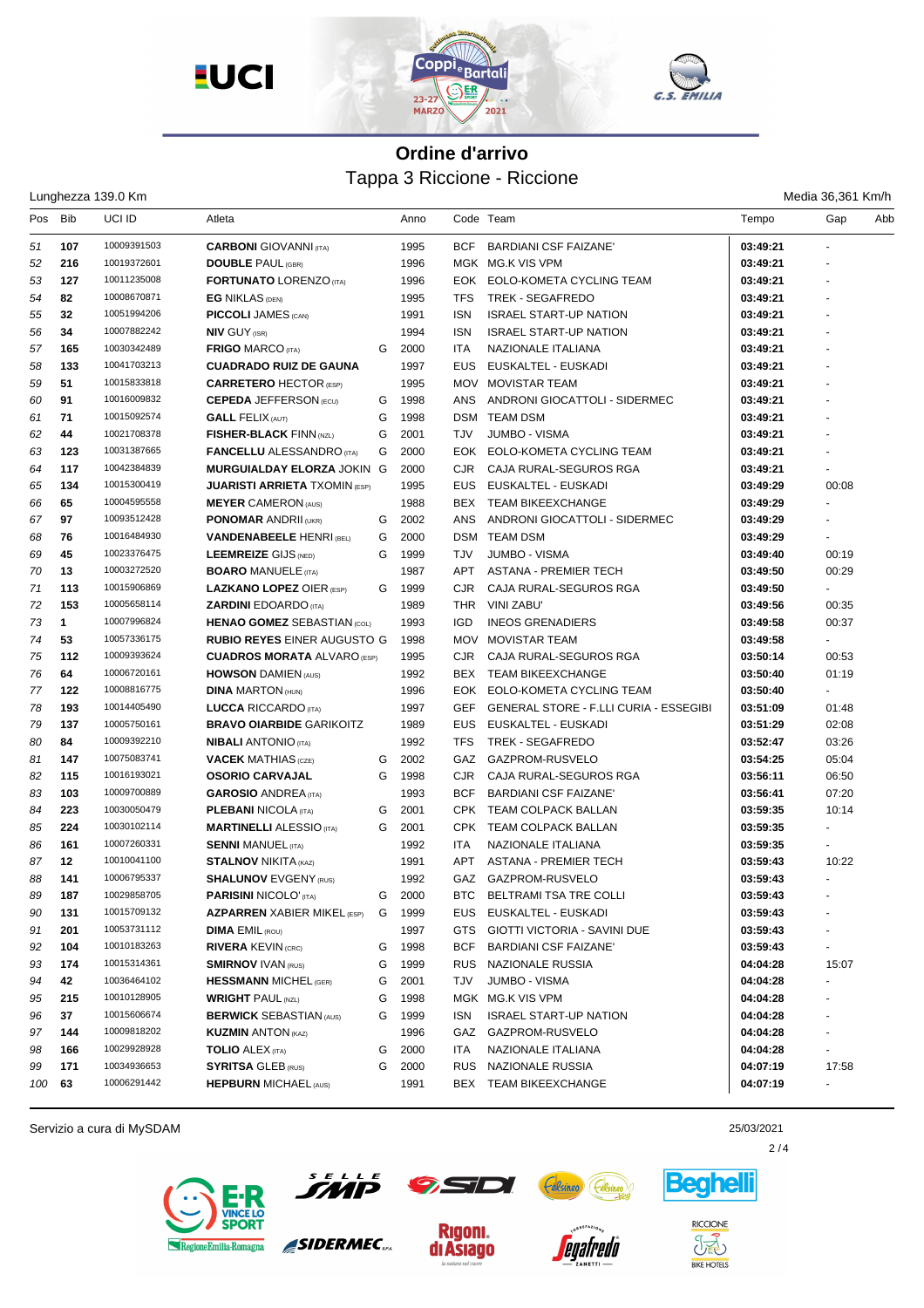# Ordine d'arrivo

## Tappa 3 Riccione - Riccione

Lunghezza 139.0 Km

Media 36,361 Km/h

| Pos | Bib | UCI ID | Atleta | | Anno | Code | Team | Tempo | Gap | Abb |
|---|---|---|---|---|---|---|---|---|---|---|
| 51 | 107 | 10009391503 | **CARBONI** GIOVANNI (ITA) | | 1995 | BCF | BARDIANI CSF FAIZANE' | 03:49:21 | - | |
| 52 | 216 | 10019372601 | **DOUBLE** PAUL (GBR) | | 1996 | MGK | MG.K VIS VPM | 03:49:21 | - | |
| 53 | 127 | 10011235008 | **FORTUNATO** LORENZO (ITA) | | 1996 | EOK | EOLO-KOMETA CYCLING TEAM | 03:49:21 | - | |
| 54 | 82 | 10008670871 | **EG** NIKLAS (DEN) | | 1995 | TFS | TREK - SEGAFREDO | 03:49:21 | - | |
| 55 | 32 | 10051994206 | **PICCOLI** JAMES (CAN) | | 1991 | ISN | ISRAEL START-UP NATION | 03:49:21 | - | |
| 56 | 34 | 10007882242 | **NIV** GUY (ISR) | | 1994 | ISN | ISRAEL START-UP NATION | 03:49:21 | - | |
| 57 | 165 | 10030342489 | **FRIGO** MARCO (ITA) | G | 2000 | ITA | NAZIONALE ITALIANA | 03:49:21 | - | |
| 58 | 133 | 10041703213 | **CUADRADO RUIZ DE GAUNA** | | 1997 | EUS | EUSKALTEL - EUSKADI | 03:49:21 | - | |
| 59 | 51 | 10015833818 | **CARRETERO** HECTOR (ESP) | | 1995 | MOV | MOVISTAR TEAM | 03:49:21 | - | |
| 60 | 91 | 10016009832 | **CEPEDA** JEFFERSON (ECU) | G | 1998 | ANS | ANDRONI GIOCATTOLI - SIDERMEC | 03:49:21 | - | |
| 61 | 71 | 10015092574 | **GALL** FELIX (AUT) | G | 1998 | DSM | TEAM DSM | 03:49:21 | - | |
| 62 | 44 | 10021708378 | **FISHER-BLACK** FINN (NZL) | G | 2001 | TJV | JUMBO - VISMA | 03:49:21 | - | |
| 63 | 123 | 10031387665 | **FANCELLU** ALESSANDRO (ITA) | G | 2000 | EOK | EOLO-KOMETA CYCLING TEAM | 03:49:21 | - | |
| 64 | 117 | 10042384839 | **MURGUIALDAY ELORZA** JOKIN | G | 2000 | CJR | CAJA RURAL-SEGUROS RGA | 03:49:21 | - | |
| 65 | 134 | 10015300419 | **JUARISTI ARRIETA** TXOMIN (ESP) | | 1995 | EUS | EUSKALTEL - EUSKADI | 03:49:29 | 00:08 | |
| 66 | 65 | 10004595558 | **MEYER** CAMERON (AUS) | | 1988 | BEX | TEAM BIKEEXCHANGE | 03:49:29 | - | |
| 67 | 97 | 10093512428 | **PONOMAR** ANDRII (UKR) | G | 2002 | ANS | ANDRONI GIOCATTOLI - SIDERMEC | 03:49:29 | - | |
| 68 | 76 | 10016484930 | **VANDENABEELE** HENRI (BEL) | G | 2000 | DSM | TEAM DSM | 03:49:29 | - | |
| 69 | 45 | 10023376475 | **LEEMREIZE** GIJS (NED) | G | 1999 | TJV | JUMBO - VISMA | 03:49:40 | 00:19 | |
| 70 | 13 | 10003272520 | **BOARO** MANUELE (ITA) | | 1987 | APT | ASTANA - PREMIER TECH | 03:49:50 | 00:29 | |
| 71 | 113 | 10015906869 | **LAZKANO LOPEZ** OIER (ESP) | G | 1999 | CJR | CAJA RURAL-SEGUROS RGA | 03:49:50 | - | |
| 72 | 153 | 10005658114 | **ZARDINI** EDOARDO (ITA) | | 1989 | THR | VINI ZABU' | 03:49:56 | 00:35 | |
| 73 | 1 | 10007996824 | **HENAO GOMEZ** SEBASTIAN (COL) | | 1993 | IGD | INEOS GRENADIERS | 03:49:58 | 00:37 | |
| 74 | 53 | 10057336175 | **RUBIO REYES** EINER AUGUSTO | G | 1998 | MOV | MOVISTAR TEAM | 03:49:58 | - | |
| 75 | 112 | 10009393624 | **CUADROS MORATA** ALVARO (ESP) | | 1995 | CJR | CAJA RURAL-SEGUROS RGA | 03:50:14 | 00:53 | |
| 76 | 64 | 10006720161 | **HOWSON** DAMIEN (AUS) | | 1992 | BEX | TEAM BIKEEXCHANGE | 03:50:40 | 01:19 | |
| 77 | 122 | 10008816775 | **DINA** MARTON (HUN) | | 1996 | EOK | EOLO-KOMETA CYCLING TEAM | 03:50:40 | - | |
| 78 | 193 | 10014405490 | **LUCCA** RICCARDO (ITA) | | 1997 | GEF | GENERAL STORE - F.LLI CURIA - ESSEGIBI | 03:51:09 | 01:48 | |
| 79 | 137 | 10005750161 | **BRAVO OIARBIDE** GARIKOITZ | | 1989 | EUS | EUSKALTEL - EUSKADI | 03:51:29 | 02:08 | |
| 80 | 84 | 10009392210 | **NIBALI** ANTONIO (ITA) | | 1992 | TFS | TREK - SEGAFREDO | 03:52:47 | 03:26 | |
| 81 | 147 | 10075083741 | **VACEK** MATHIAS (CZE) | G | 2002 | GAZ | GAZPROM-RUSVELO | 03:54:25 | 05:04 | |
| 82 | 115 | 10016193021 | **OSORIO CARVAJAL** | G | 1998 | CJR | CAJA RURAL-SEGUROS RGA | 03:56:11 | 06:50 | |
| 83 | 103 | 10009700889 | **GAROSIO** ANDREA (ITA) | | 1993 | BCF | BARDIANI CSF FAIZANE' | 03:56:41 | 07:20 | |
| 84 | 223 | 10030050479 | **PLEBANI** NICOLA (ITA) | G | 2001 | CPK | TEAM COLPACK BALLAN | 03:59:35 | 10:14 | |
| 85 | 224 | 10030102114 | **MARTINELLI** ALESSIO (ITA) | G | 2001 | CPK | TEAM COLPACK BALLAN | 03:59:35 | - | |
| 86 | 161 | 10007260331 | **SENNI** MANUEL (ITA) | | 1992 | ITA | NAZIONALE ITALIANA | 03:59:35 | - | |
| 87 | 12 | 10010041100 | **STALNOV** NIKITA (KAZ) | | 1991 | APT | ASTANA - PREMIER TECH | 03:59:43 | 10:22 | |
| 88 | 141 | 10006795337 | **SHALUNOV** EVGENY (RUS) | | 1992 | GAZ | GAZPROM-RUSVELO | 03:59:43 | - | |
| 89 | 187 | 10029858705 | **PARISINI** NICOLO' (ITA) | G | 2000 | BTC | BELTRAMI TSA TRE COLLI | 03:59:43 | - | |
| 90 | 131 | 10015709132 | **AZPARREN** XABIER MIKEL (ESP) | G | 1999 | EUS | EUSKALTEL - EUSKADI | 03:59:43 | - | |
| 91 | 201 | 10053731112 | **DIMA** EMIL (ROU) | | 1997 | GTS | GIOTTI VICTORIA - SAVINI DUE | 03:59:43 | - | |
| 92 | 104 | 10010183263 | **RIVERA** KEVIN (CRC) | G | 1998 | BCF | BARDIANI CSF FAIZANE' | 03:59:43 | - | |
| 93 | 174 | 10015314361 | **SMIRNOV** IVAN (RUS) | G | 1999 | RUS | NAZIONALE RUSSIA | 04:04:28 | 15:07 | |
| 94 | 42 | 10036464102 | **HESSMANN** MICHEL (GER) | G | 2001 | TJV | JUMBO - VISMA | 04:04:28 | - | |
| 95 | 215 | 10010128905 | **WRIGHT** PAUL (NZL) | G | 1998 | MGK | MG.K VIS VPM | 04:04:28 | - | |
| 96 | 37 | 10015606674 | **BERWICK** SEBASTIAN (AUS) | G | 1999 | ISN | ISRAEL START-UP NATION | 04:04:28 | - | |
| 97 | 144 | 10009818202 | **KUZMIN** ANTON (KAZ) | | 1996 | GAZ | GAZPROM-RUSVELO | 04:04:28 | - | |
| 98 | 166 | 10029928928 | **TOLIO** ALEX (ITA) | G | 2000 | ITA | NAZIONALE ITALIANA | 04:04:28 | - | |
| 99 | 171 | 10034936653 | **SYRITSA** GLEB (RUS) | G | 2000 | RUS | NAZIONALE RUSSIA | 04:07:19 | 17:58 | |
| 100 | 63 | 10006291442 | **HEPBURN** MICHAEL (AUS) | | 1991 | BEX | TEAM BIKEEXCHANGE | 04:07:19 | - | |

Servizio a cura di MySDAM

25/03/2021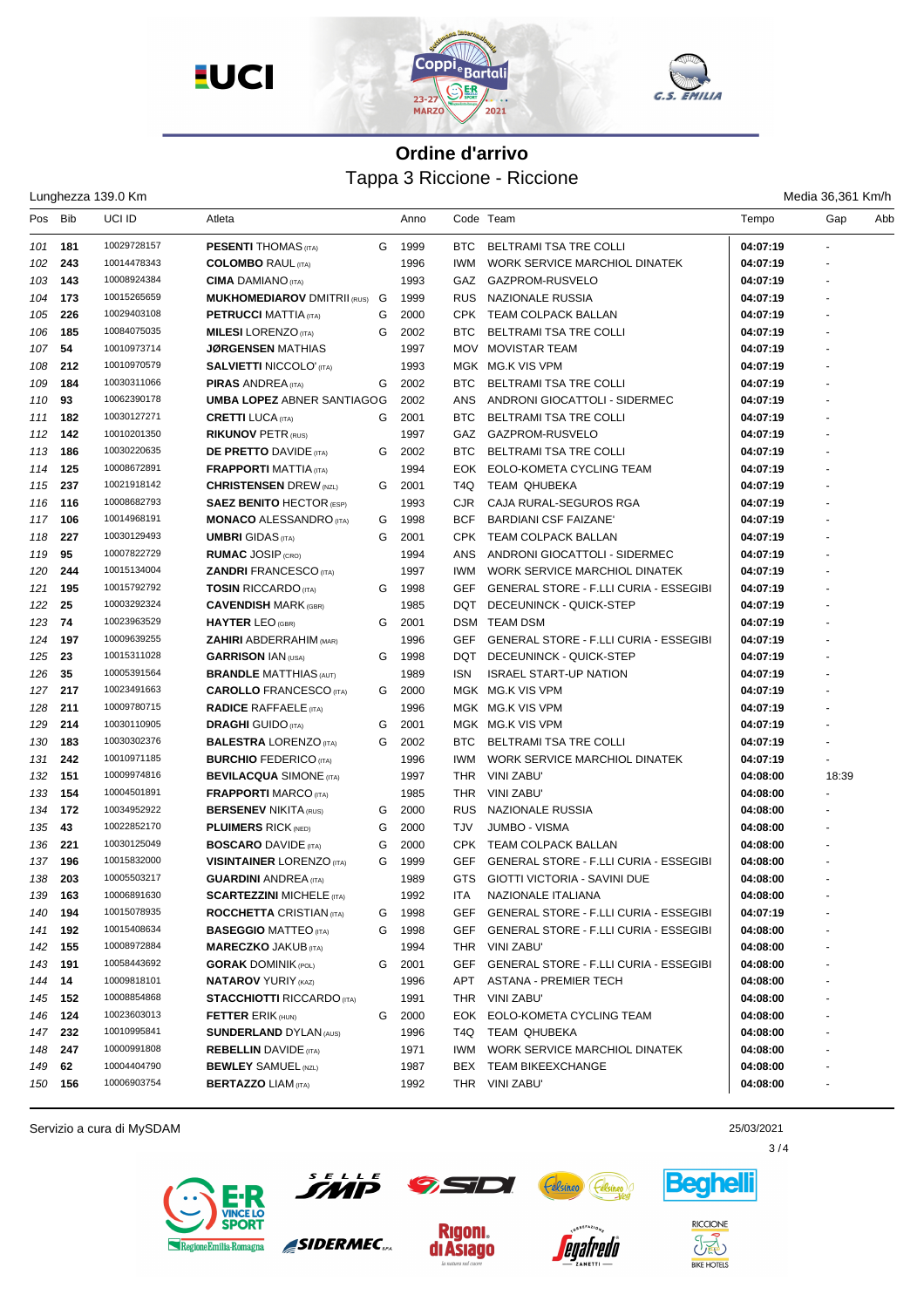## Ordine d'arrivo

### Tappa 3 Riccione - Riccione

Lunghezza 139.0 Km | Media 36,361 Km/h

| Pos | Bib | UCI ID | Atleta | | Anno | Code | Team | Tempo | Gap | Abb |
|---|---|---|---|---|---|---|---|---|---|---|
| 101 | 181 | 10029728157 | **PESENTI** THOMAS (ITA) | G | 1999 | BTC | BELTRAMI TSA TRE COLLI | 04:07:19 | - | |
| 102 | 243 | 10014478343 | **COLOMBO** RAUL (ITA) | | 1996 | IWM | WORK SERVICE MARCHIOL DINATEK | 04:07:19 | - | |
| 103 | 143 | 10008924384 | **CIMA** DAMIANO (ITA) | | 1993 | GAZ | GAZPROM-RUSVELO | 04:07:19 | - | |
| 104 | 173 | 10015265659 | **MUKHOMEDIAROV** DMITRII (RUS) | G | 1999 | RUS | NAZIONALE RUSSIA | 04:07:19 | - | |
| 105 | 226 | 10029403108 | **PETRUCCI** MATTIA (ITA) | G | 2000 | CPK | TEAM COLPACK BALLAN | 04:07:19 | - | |
| 106 | 185 | 10084075035 | **MILESI** LORENZO (ITA) | G | 2002 | BTC | BELTRAMI TSA TRE COLLI | 04:07:19 | - | |
| 107 | 54 | 10010973714 | **JØRGENSEN** MATHIAS | | 1997 | MOV | MOVISTAR TEAM | 04:07:19 | - | |
| 108 | 212 | 10010970579 | **SALVIETTI** NICCOLO' (ITA) | | 1993 | MGK | MG.K VIS VPM | 04:07:19 | - | |
| 109 | 184 | 10030311066 | **PIRAS** ANDREA (ITA) | G | 2002 | BTC | BELTRAMI TSA TRE COLLI | 04:07:19 | - | |
| 110 | 93 | 10062390178 | **UMBA LOPEZ** ABNER SANTIAGO | G | 2002 | ANS | ANDRONI GIOCATTOLI - SIDERMEC | 04:07:19 | - | |
| 111 | 182 | 10030127271 | **CRETTI** LUCA (ITA) | G | 2001 | BTC | BELTRAMI TSA TRE COLLI | 04:07:19 | - | |
| 112 | 142 | 10010201350 | **RIKUNOV** PETR (RUS) | | 1997 | GAZ | GAZPROM-RUSVELO | 04:07:19 | - | |
| 113 | 186 | 10030220635 | **DE PRETTO** DAVIDE (ITA) | G | 2002 | BTC | BELTRAMI TSA TRE COLLI | 04:07:19 | - | |
| 114 | 125 | 10008672891 | **FRAPPORTI** MATTIA (ITA) | | 1994 | EOK | EOLO-KOMETA CYCLING TEAM | 04:07:19 | - | |
| 115 | 237 | 10021918142 | **CHRISTENSEN** DREW (NZL) | G | 2001 | T4Q | TEAM QHUBEKA | 04:07:19 | - | |
| 116 | 116 | 10008682793 | **SAEZ BENITO** HECTOR (ESP) | | 1993 | CJR | CAJA RURAL-SEGUROS RGA | 04:07:19 | - | |
| 117 | 106 | 10014968191 | **MONACO** ALESSANDRO (ITA) | G | 1998 | BCF | BARDIANI CSF FAIZANE' | 04:07:19 | - | |
| 118 | 227 | 10030129493 | **UMBRI** GIDAS (ITA) | G | 2001 | CPK | TEAM COLPACK BALLAN | 04:07:19 | - | |
| 119 | 95 | 10007822729 | **RUMAC** JOSIP (CRO) | | 1994 | ANS | ANDRONI GIOCATTOLI - SIDERMEC | 04:07:19 | - | |
| 120 | 244 | 10015134004 | **ZANDRI** FRANCESCO (ITA) | | 1997 | IWM | WORK SERVICE MARCHIOL DINATEK | 04:07:19 | - | |
| 121 | 195 | 10015792792 | **TOSIN** RICCARDO (ITA) | G | 1998 | GEF | GENERAL STORE - F.LLI CURIA - ESSEGIBI | 04:07:19 | - | |
| 122 | 25 | 10003292324 | **CAVENDISH** MARK (GBR) | | 1985 | DQT | DECEUNINCK - QUICK-STEP | 04:07:19 | - | |
| 123 | 74 | 10023963529 | **HAYTER** LEO (GBR) | G | 2001 | DSM | TEAM DSM | 04:07:19 | - | |
| 124 | 197 | 10009639255 | **ZAHIRI** ABDERRAHIM (MAR) | | 1996 | GEF | GENERAL STORE - F.LLI CURIA - ESSEGIBI | 04:07:19 | - | |
| 125 | 23 | 10015311028 | **GARRISON** IAN (USA) | G | 1998 | DQT | DECEUNINCK - QUICK-STEP | 04:07:19 | - | |
| 126 | 35 | 10005391564 | **BRANDLE** MATTHIAS (AUT) | | 1989 | ISN | ISRAEL START-UP NATION | 04:07:19 | - | |
| 127 | 217 | 10023491663 | **CAROLLO** FRANCESCO (ITA) | G | 2000 | MGK | MG.K VIS VPM | 04:07:19 | - | |
| 128 | 211 | 10009780715 | **RADICE** RAFFAELE (ITA) | | 1996 | MGK | MG.K VIS VPM | 04:07:19 | - | |
| 129 | 214 | 10030110905 | **DRAGHI** GUIDO (ITA) | G | 2001 | MGK | MG.K VIS VPM | 04:07:19 | - | |
| 130 | 183 | 10030302376 | **BALESTRA** LORENZO (ITA) | G | 2002 | BTC | BELTRAMI TSA TRE COLLI | 04:07:19 | - | |
| 131 | 242 | 10010971185 | **BURCHIO** FEDERICO (ITA) | | 1996 | IWM | WORK SERVICE MARCHIOL DINATEK | 04:07:19 | - | |
| 132 | 151 | 10009974816 | **BEVILACQUA** SIMONE (ITA) | | 1997 | THR | VINI ZABU' | 04:08:00 | 18:39 | |
| 133 | 154 | 10004501891 | **FRAPPORTI** MARCO (ITA) | | 1985 | THR | VINI ZABU' | 04:08:00 | - | |
| 134 | 172 | 10034952922 | **BERSENEV** NIKITA (RUS) | G | 2000 | RUS | NAZIONALE RUSSIA | 04:08:00 | - | |
| 135 | 43 | 10022852170 | **PLUIMERS** RICK (NED) | G | 2000 | TJV | JUMBO - VISMA | 04:08:00 | - | |
| 136 | 221 | 10030125049 | **BOSCARO** DAVIDE (ITA) | G | 2000 | CPK | TEAM COLPACK BALLAN | 04:08:00 | - | |
| 137 | 196 | 10015832000 | **VISINTAINER** LORENZO (ITA) | G | 1999 | GEF | GENERAL STORE - F.LLI CURIA - ESSEGIBI | 04:08:00 | - | |
| 138 | 203 | 10005503217 | **GUARDINI** ANDREA (ITA) | | 1989 | GTS | GIOTTI VICTORIA - SAVINI DUE | 04:08:00 | - | |
| 139 | 163 | 10006891630 | **SCARTEZZINI** MICHELE (ITA) | | 1992 | ITA | NAZIONALE ITALIANA | 04:08:00 | - | |
| 140 | 194 | 10015078935 | **ROCCHETTA** CRISTIAN (ITA) | G | 1998 | GEF | GENERAL STORE - F.LLI CURIA - ESSEGIBI | 04:07:19 | - | |
| 141 | 192 | 10015408634 | **BASEGGIO** MATTEO (ITA) | G | 1998 | GEF | GENERAL STORE - F.LLI CURIA - ESSEGIBI | 04:08:00 | - | |
| 142 | 155 | 10008972884 | **MARECZKO** JAKUB (ITA) | | 1994 | THR | VINI ZABU' | 04:08:00 | - | |
| 143 | 191 | 10058443692 | **GORAK** DOMINIK (POL) | G | 2001 | GEF | GENERAL STORE - F.LLI CURIA - ESSEGIBI | 04:08:00 | - | |
| 144 | 14 | 10009818101 | **NATAROV** YURIY (KAZ) | | 1996 | APT | ASTANA - PREMIER TECH | 04:08:00 | - | |
| 145 | 152 | 10008854868 | **STACCHIOTTI** RICCARDO (ITA) | | 1991 | THR | VINI ZABU' | 04:08:00 | - | |
| 146 | 124 | 10023603013 | **FETTER** ERIK (HUN) | G | 2000 | EOK | EOLO-KOMETA CYCLING TEAM | 04:08:00 | - | |
| 147 | 232 | 10010995841 | **SUNDERLAND** DYLAN (AUS) | | 1996 | T4Q | TEAM QHUBEKA | 04:08:00 | - | |
| 148 | 247 | 10000991808 | **REBELLIN** DAVIDE (ITA) | | 1971 | IWM | WORK SERVICE MARCHIOL DINATEK | 04:08:00 | - | |
| 149 | 62 | 10004404790 | **BEWLEY** SAMUEL (NZL) | | 1987 | BEX | TEAM BIKEEXCHANGE | 04:08:00 | - | |
| 150 | 156 | 10006903754 | **BERTAZZO** LIAM (ITA) | | 1992 | THR | VINI ZABU' | 04:08:00 | - | |

Servizio a cura di MySDAM

25/03/2021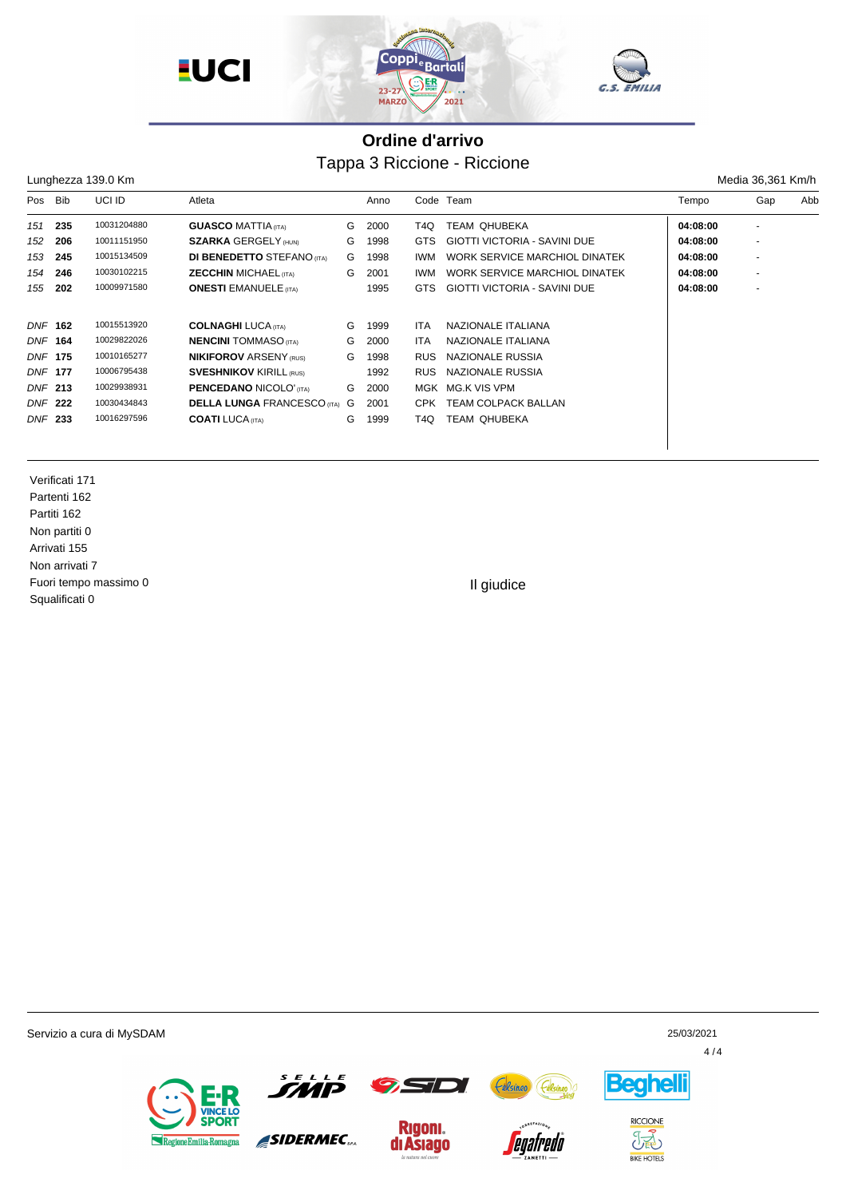## Ordine d'arrivo

### Tappa 3 Riccione - Riccione

Lunghezza 139.0 Km

Media 36,361 Km/h

| Pos | Bib | UCI ID | Atleta | | Anno | Code | Team | Tempo | Gap | Abb |
|---|---|---|---|---|---|---|---|---|---|---|
| *151* | **235** | 10031204880 | **GUASCO** MATTIA (ITA) | G | 2000 | T4Q | TEAM QHUBEKA | **04:08:00** | - | |
| *152* | **206** | 10011151950 | **SZARKA** GERGELY (HUN) | G | 1998 | GTS | GIOTTI VICTORIA - SAVINI DUE | **04:08:00** | - | |
| *153* | **245** | 10015134509 | **DI BENEDETTO** STEFANO (ITA) | G | 1998 | IWM | WORK SERVICE MARCHIOL DINATEK | **04:08:00** | - | |
| *154* | **246** | 10030102215 | **ZECCHIN** MICHAEL (ITA) | G | 2001 | IWM | WORK SERVICE MARCHIOL DINATEK | **04:08:00** | - | |
| *155* | **202** | 10009971580 | **ONESTI** EMANUELE (ITA) | | 1995 | GTS | GIOTTI VICTORIA - SAVINI DUE | **04:08:00** | - | |
| *DNF* | **162** | 10015513920 | **COLNAGHI** LUCA (ITA) | G | 1999 | ITA | NAZIONALE ITALIANA | | | |
| *DNF* | **164** | 10029822026 | **NENCINI** TOMMASO (ITA) | G | 2000 | ITA | NAZIONALE ITALIANA | | | |
| *DNF* | **175** | 10010165277 | **NIKIFOROV** ARSENY (RUS) | G | 1998 | RUS | NAZIONALE RUSSIA | | | |
| *DNF* | **177** | 10006795438 | **SVESHNIKOV** KIRILL (RUS) | | 1992 | RUS | NAZIONALE RUSSIA | | | |
| *DNF* | **213** | 10029938931 | **PENCEDANO** NICOLO' (ITA) | G | 2000 | MGK | MG.K VIS VPM | | | |
| *DNF* | **222** | 10030434843 | **DELLA LUNGA** FRANCESCO (ITA) | G | 2001 | CPK | TEAM COLPACK BALLAN | | | |
| *DNF* | **233** | 10016297596 | **COATI** LUCA (ITA) | G | 1999 | T4Q | TEAM QHUBEKA | | | |

Verificati 171
Partenti 162
Partiti 162
Non partiti 0
Arrivati 155
Non arrivati 7
Fuori tempo massimo 0
Squalificati 0

Il giudice

Servizio a cura di MySDAM

25/03/2021